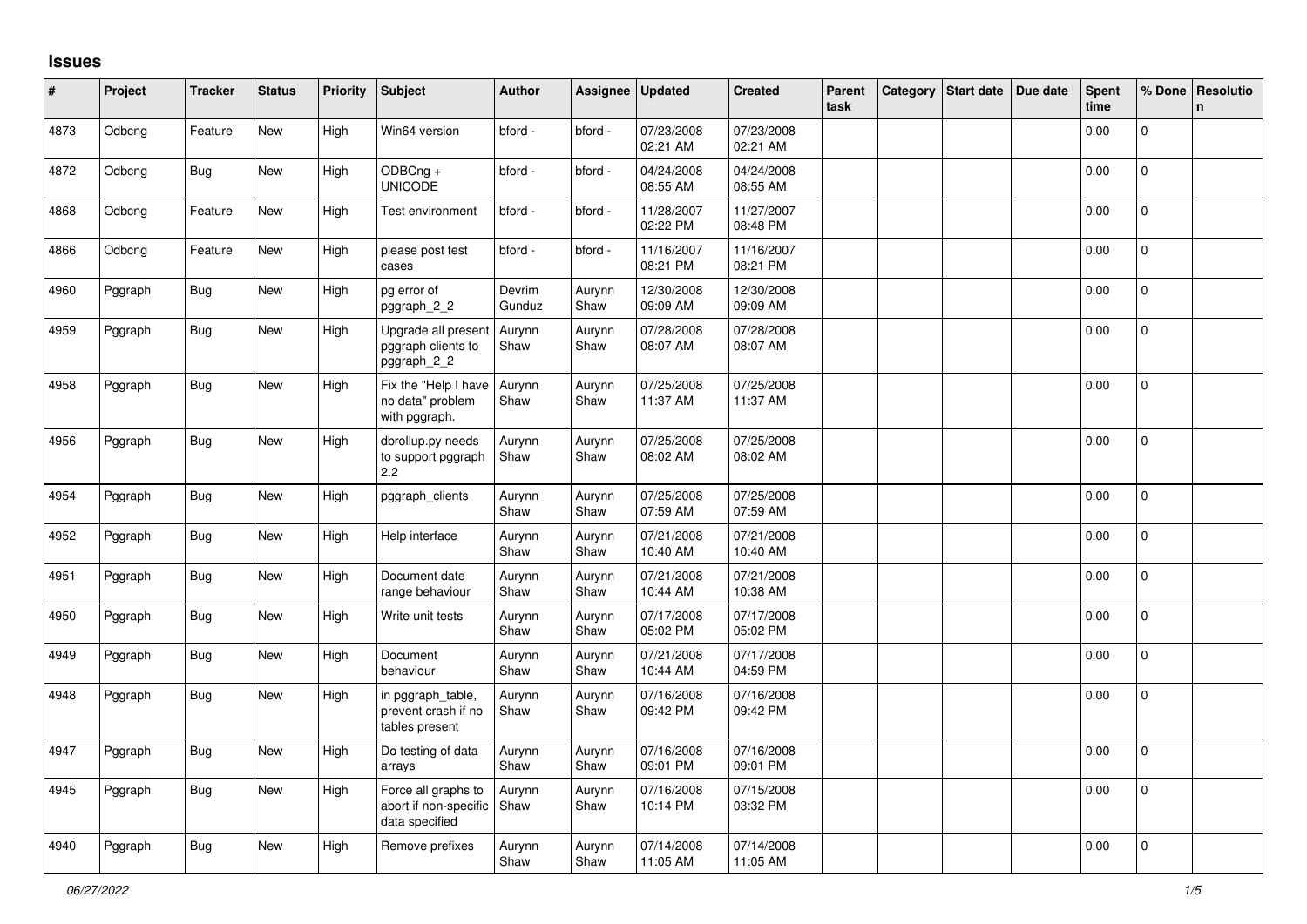# Issues

| # | Project | Tracker | Status | Priority | Subject | Author | Assignee | Updated | Created | Parent task | Category | Start date | Due date | Spent time | % Done | Resolution |
|---|---|---|---|---|---|---|---|---|---|---|---|---|---|---|---|---|
| 4873 | Odbcng | Feature | New | High | Win64 version | bford - | bford - | 07/23/2008 02:21 AM | 07/23/2008 02:21 AM | | | | | 0.00 | 0 | |
| 4872 | Odbcng | Bug | New | High | ODBCng + UNICODE | bford - | bford - | 04/24/2008 08:55 AM | 04/24/2008 08:55 AM | | | | | 0.00 | 0 | |
| 4868 | Odbcng | Feature | New | High | Test environment | bford - | bford - | 11/28/2007 02:22 PM | 11/27/2007 08:48 PM | | | | | 0.00 | 0 | |
| 4866 | Odbcng | Feature | New | High | please post test cases | bford - | bford - | 11/16/2007 08:21 PM | 11/16/2007 08:21 PM | | | | | 0.00 | 0 | |
| 4960 | Pggraph | Bug | New | High | pg error of pggraph_2_2 | Devrim Gunduz | Aurynn Shaw | 12/30/2008 09:09 AM | 12/30/2008 09:09 AM | | | | | 0.00 | 0 | |
| 4959 | Pggraph | Bug | New | High | Upgrade all present pggraph clients to pggraph_2_2 | Aurynn Shaw | Aurynn Shaw | 07/28/2008 08:07 AM | 07/28/2008 08:07 AM | | | | | 0.00 | 0 | |
| 4958 | Pggraph | Bug | New | High | Fix the "Help I have no data" problem with pggraph. | Aurynn Shaw | Aurynn Shaw | 07/25/2008 11:37 AM | 07/25/2008 11:37 AM | | | | | 0.00 | 0 | |
| 4956 | Pggraph | Bug | New | High | dbrollup.py needs to support pggraph 2.2 | Aurynn Shaw | Aurynn Shaw | 07/25/2008 08:02 AM | 07/25/2008 08:02 AM | | | | | 0.00 | 0 | |
| 4954 | Pggraph | Bug | New | High | pggraph_clients | Aurynn Shaw | Aurynn Shaw | 07/25/2008 07:59 AM | 07/25/2008 07:59 AM | | | | | 0.00 | 0 | |
| 4952 | Pggraph | Bug | New | High | Help interface | Aurynn Shaw | Aurynn Shaw | 07/21/2008 10:40 AM | 07/21/2008 10:40 AM | | | | | 0.00 | 0 | |
| 4951 | Pggraph | Bug | New | High | Document date range behaviour | Aurynn Shaw | Aurynn Shaw | 07/21/2008 10:44 AM | 07/21/2008 10:38 AM | | | | | 0.00 | 0 | |
| 4950 | Pggraph | Bug | New | High | Write unit tests | Aurynn Shaw | Aurynn Shaw | 07/17/2008 05:02 PM | 07/17/2008 05:02 PM | | | | | 0.00 | 0 | |
| 4949 | Pggraph | Bug | New | High | Document behaviour | Aurynn Shaw | Aurynn Shaw | 07/21/2008 10:44 AM | 07/17/2008 04:59 PM | | | | | 0.00 | 0 | |
| 4948 | Pggraph | Bug | New | High | in pggraph_table, prevent crash if no tables present | Aurynn Shaw | Aurynn Shaw | 07/16/2008 09:42 PM | 07/16/2008 09:42 PM | | | | | 0.00 | 0 | |
| 4947 | Pggraph | Bug | New | High | Do testing of data arrays | Aurynn Shaw | Aurynn Shaw | 07/16/2008 09:01 PM | 07/16/2008 09:01 PM | | | | | 0.00 | 0 | |
| 4945 | Pggraph | Bug | New | High | Force all graphs to abort if non-specific data specified | Aurynn Shaw | Aurynn Shaw | 07/16/2008 10:14 PM | 07/15/2008 03:32 PM | | | | | 0.00 | 0 | |
| 4940 | Pggraph | Bug | New | High | Remove prefixes | Aurynn Shaw | Aurynn Shaw | 07/14/2008 11:05 AM | 07/14/2008 11:05 AM | | | | | 0.00 | 0 | |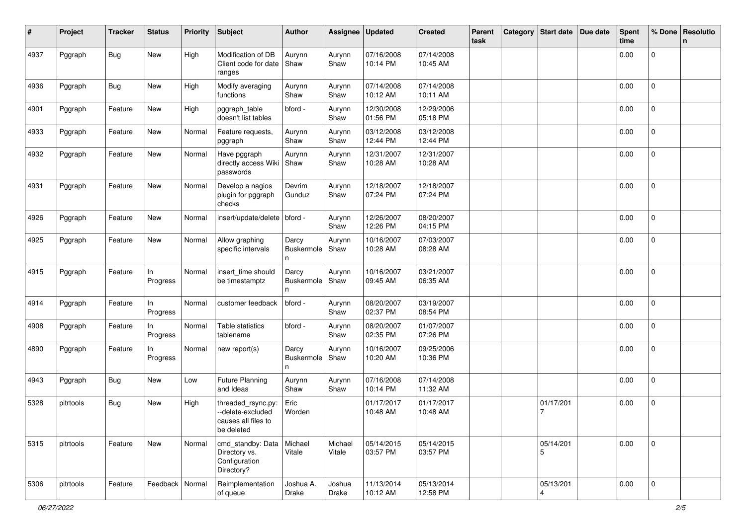| # | Project | Tracker | Status | Priority | Subject | Author | Assignee | Updated | Created | Parent task | Category | Start date | Due date | Spent time | % Done | Resolution |
|---|---|---|---|---|---|---|---|---|---|---|---|---|---|---|---|---|
| 4937 | Pggraph | Bug | New | High | Modification of DB Client code for date ranges | Aurynn Shaw | Aurynn Shaw | 07/16/2008 10:14 PM | 07/14/2008 10:45 AM | | | | | 0.00 | 0 | |
| 4936 | Pggraph | Bug | New | High | Modify averaging functions | Aurynn Shaw | Aurynn Shaw | 07/14/2008 10:12 AM | 07/14/2008 10:11 AM | | | | | 0.00 | 0 | |
| 4901 | Pggraph | Feature | New | High | pggraph_table doesn't list tables | bford - | Aurynn Shaw | 12/30/2008 01:56 PM | 12/29/2006 05:18 PM | | | | | 0.00 | 0 | |
| 4933 | Pggraph | Feature | New | Normal | Feature requests, pggraph | Aurynn Shaw | Aurynn Shaw | 03/12/2008 12:44 PM | 03/12/2008 12:44 PM | | | | | 0.00 | 0 | |
| 4932 | Pggraph | Feature | New | Normal | Have pggraph directly access Wiki passwords | Aurynn Shaw | Aurynn Shaw | 12/31/2007 10:28 AM | 12/31/2007 10:28 AM | | | | | 0.00 | 0 | |
| 4931 | Pggraph | Feature | New | Normal | Develop a nagios plugin for pggraph checks | Devrim Gunduz | Aurynn Shaw | 12/18/2007 07:24 PM | 12/18/2007 07:24 PM | | | | | 0.00 | 0 | |
| 4926 | Pggraph | Feature | New | Normal | insert/update/delete | bford - | Aurynn Shaw | 12/26/2007 12:26 PM | 08/20/2007 04:15 PM | | | | | 0.00 | 0 | |
| 4925 | Pggraph | Feature | New | Normal | Allow graphing specific intervals | Darcy Buskermolen | Aurynn Shaw | 10/16/2007 10:28 AM | 07/03/2007 08:28 AM | | | | | 0.00 | 0 | |
| 4915 | Pggraph | Feature | In Progress | Normal | insert_time should be timestamptz | Darcy Buskermolen | Aurynn Shaw | 10/16/2007 09:45 AM | 03/21/2007 06:35 AM | | | | | 0.00 | 0 | |
| 4914 | Pggraph | Feature | In Progress | Normal | customer feedback | bford - | Aurynn Shaw | 08/20/2007 02:37 PM | 03/19/2007 08:54 PM | | | | | 0.00 | 0 | |
| 4908 | Pggraph | Feature | In Progress | Normal | Table statistics tablename | bford - | Aurynn Shaw | 08/20/2007 02:35 PM | 01/07/2007 07:26 PM | | | | | 0.00 | 0 | |
| 4890 | Pggraph | Feature | In Progress | Normal | new report(s) | Darcy Buskermolen | Aurynn Shaw | 10/16/2007 10:20 AM | 09/25/2006 10:36 PM | | | | | 0.00 | 0 | |
| 4943 | Pggraph | Bug | New | Low | Future Planning and Ideas | Aurynn Shaw | Aurynn Shaw | 07/16/2008 10:14 PM | 07/14/2008 11:32 AM | | | | | 0.00 | 0 | |
| 5328 | pitrtools | Bug | New | High | threaded_rsync.py: --delete-excluded causes all files to be deleted | Eric Worden | | 01/17/2017 10:48 AM | 01/17/2017 10:48 AM | | | 01/17/2017 | | 0.00 | 0 | |
| 5315 | pitrtools | Feature | New | Normal | cmd_standby: Data Directory vs. Configuration Directory? | Michael Vitale | Michael Vitale | 05/14/2015 03:57 PM | 05/14/2015 03:57 PM | | | 05/14/2015 | | 0.00 | 0 | |
| 5306 | pitrtools | Feature | Feedback | Normal | Reimplementation of queue | Joshua A. Drake | Joshua Drake | 11/13/2014 10:12 AM | 05/13/2014 12:58 PM | | | 05/13/2014 | | 0.00 | 0 | |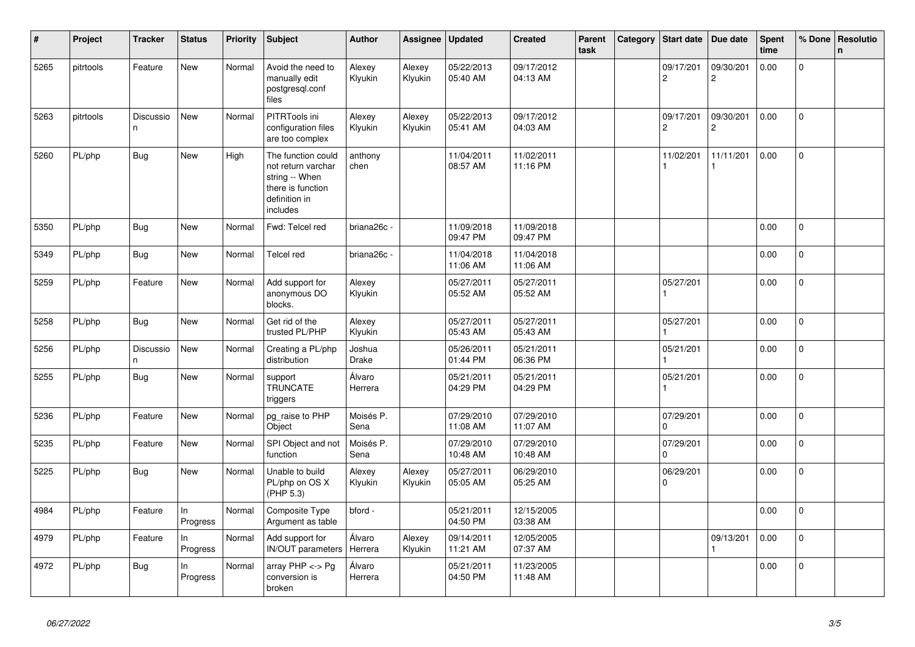| # | Project | Tracker | Status | Priority | Subject | Author | Assignee | Updated | Created | Parent task | Category | Start date | Due date | Spent time | % Done | Resolution |
|---|---|---|---|---|---|---|---|---|---|---|---|---|---|---|---|---|
| 5265 | pitrtools | Feature | New | Normal | Avoid the need to manually edit postgresql.conf files | Alexey Klyukin | Alexey Klyukin | 05/22/2013 05:40 AM | 09/17/2012 04:13 AM | | | 09/17/2012 | 09/30/2012 | 0.00 | 0 | |
| 5263 | pitrtools | Discussion | New | Normal | PITRTools ini configuration files are too complex | Alexey Klyukin | Alexey Klyukin | 05/22/2013 05:41 AM | 09/17/2012 04:03 AM | | | 09/17/2012 | 09/30/2012 | 0.00 | 0 | |
| 5260 | PL/php | Bug | New | High | The function could not return varchar string -- When there is function definition in includes | anthony chen | | 11/04/2011 08:57 AM | 11/02/2011 11:16 PM | | | 11/02/2011 | 11/11/2011 | 0.00 | 0 | |
| 5350 | PL/php | Bug | New | Normal | Fwd: Telcel red | briana26c - | | 11/09/2018 09:47 PM | 11/09/2018 09:47 PM | | | | | 0.00 | 0 | |
| 5349 | PL/php | Bug | New | Normal | Telcel red | briana26c - | | 11/04/2018 11:06 AM | 11/04/2018 11:06 AM | | | | | 0.00 | 0 | |
| 5259 | PL/php | Feature | New | Normal | Add support for anonymous DO blocks. | Alexey Klyukin | | 05/27/2011 05:52 AM | 05/27/2011 05:52 AM | | | 05/27/2011 | | 0.00 | 0 | |
| 5258 | PL/php | Bug | New | Normal | Get rid of the trusted PL/PHP | Alexey Klyukin | | 05/27/2011 05:43 AM | 05/27/2011 05:43 AM | | | 05/27/2011 | | 0.00 | 0 | |
| 5256 | PL/php | Discussion | New | Normal | Creating a PL/php distribution | Joshua Drake | | 05/26/2011 01:44 PM | 05/21/2011 06:36 PM | | | 05/21/2011 | | 0.00 | 0 | |
| 5255 | PL/php | Bug | New | Normal | support TRUNCATE triggers | Álvaro Herrera | | 05/21/2011 04:29 PM | 05/21/2011 04:29 PM | | | 05/21/2011 | | 0.00 | 0 | |
| 5236 | PL/php | Feature | New | Normal | pg_raise to PHP Object | Moisés P. Sena | | 07/29/2010 11:08 AM | 07/29/2010 11:07 AM | | | 07/29/2010 | | 0.00 | 0 | |
| 5235 | PL/php | Feature | New | Normal | SPI Object and not function | Moisés P. Sena | | 07/29/2010 10:48 AM | 07/29/2010 10:48 AM | | | 07/29/2010 | | 0.00 | 0 | |
| 5225 | PL/php | Bug | New | Normal | Unable to build PL/php on OS X (PHP 5.3) | Alexey Klyukin | Alexey Klyukin | 05/27/2011 05:05 AM | 06/29/2010 05:25 AM | | | 06/29/2010 | | 0.00 | 0 | |
| 4984 | PL/php | Feature | In Progress | Normal | Composite Type Argument as table | bford - | | 05/21/2011 04:50 PM | 12/15/2005 03:38 AM | | | | | 0.00 | 0 | |
| 4979 | PL/php | Feature | In Progress | Normal | Add support for IN/OUT parameters | Álvaro Herrera | Alexey Klyukin | 09/14/2011 11:21 AM | 12/05/2005 07:37 AM | | | | 09/13/2011 | 0.00 | 0 | |
| 4972 | PL/php | Bug | In Progress | Normal | array PHP <-> Pg conversion is broken | Álvaro Herrera | | 05/21/2011 04:50 PM | 11/23/2005 11:48 AM | | | | | 0.00 | 0 | |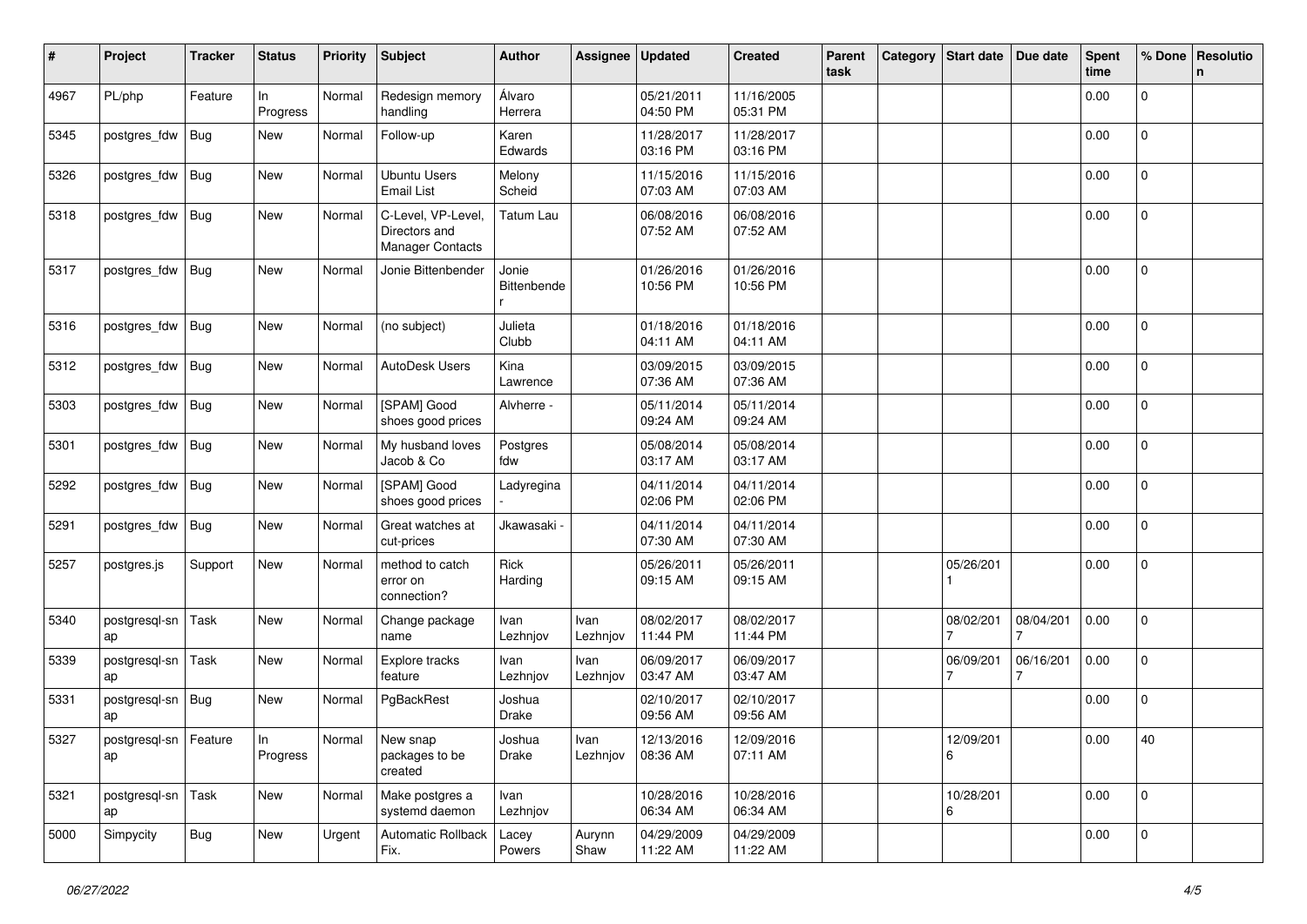| # | Project | Tracker | Status | Priority | Subject | Author | Assignee | Updated | Created | Parent task | Category | Start date | Due date | Spent time | % Done | Resolution |
|---|---|---|---|---|---|---|---|---|---|---|---|---|---|---|---|---|
| 4967 | PL/php | Feature | In Progress | Normal | Redesign memory handling | Álvaro Herrera | | 05/21/2011 04:50 PM | 11/16/2005 05:31 PM | | | | | 0.00 | 0 | |
| 5345 | postgres_fdw | Bug | New | Normal | Follow-up | Karen Edwards | | 11/28/2017 03:16 PM | 11/28/2017 03:16 PM | | | | | 0.00 | 0 | |
| 5326 | postgres_fdw | Bug | New | Normal | Ubuntu Users Email List | Melony Scheid | | 11/15/2016 07:03 AM | 11/15/2016 07:03 AM | | | | | 0.00 | 0 | |
| 5318 | postgres_fdw | Bug | New | Normal | C-Level, VP-Level, Directors and Manager Contacts | Tatum Lau | | 06/08/2016 07:52 AM | 06/08/2016 07:52 AM | | | | | 0.00 | 0 | |
| 5317 | postgres_fdw | Bug | New | Normal | Jonie Bittenbender | Jonie Bittenbender | | 01/26/2016 10:56 PM | 01/26/2016 10:56 PM | | | | | 0.00 | 0 | |
| 5316 | postgres_fdw | Bug | New | Normal | (no subject) | Julieta Clubb | | 01/18/2016 04:11 AM | 01/18/2016 04:11 AM | | | | | 0.00 | 0 | |
| 5312 | postgres_fdw | Bug | New | Normal | AutoDesk Users | Kina Lawrence | | 03/09/2015 07:36 AM | 03/09/2015 07:36 AM | | | | | 0.00 | 0 | |
| 5303 | postgres_fdw | Bug | New | Normal | [SPAM] Good shoes good prices | Alvherre - | | 05/11/2014 09:24 AM | 05/11/2014 09:24 AM | | | | | 0.00 | 0 | |
| 5301 | postgres_fdw | Bug | New | Normal | My husband loves Jacob & Co | Postgres fdw | | 05/08/2014 03:17 AM | 05/08/2014 03:17 AM | | | | | 0.00 | 0 | |
| 5292 | postgres_fdw | Bug | New | Normal | [SPAM] Good shoes good prices | Ladyregina - | | 04/11/2014 02:06 PM | 04/11/2014 02:06 PM | | | | | 0.00 | 0 | |
| 5291 | postgres_fdw | Bug | New | Normal | Great watches at cut-prices | Jkawasaki - | | 04/11/2014 07:30 AM | 04/11/2014 07:30 AM | | | | | 0.00 | 0 | |
| 5257 | postgres.js | Support | New | Normal | method to catch error on connection? | Rick Harding | | 05/26/2011 09:15 AM | 05/26/2011 09:15 AM | | | 05/26/2011 | | 0.00 | 0 | |
| 5340 | postgresql-snap | Task | New | Normal | Change package name | Ivan Lezhnjov | Ivan Lezhnjov | 08/02/2017 11:44 PM | 08/02/2017 11:44 PM | | | 08/02/2017 | 08/04/2017 | 0.00 | 0 | |
| 5339 | postgresql-snap | Task | New | Normal | Explore tracks feature | Ivan Lezhnjov | Ivan Lezhnjov | 06/09/2017 03:47 AM | 06/09/2017 03:47 AM | | | 06/09/2017 | 06/16/2017 | 0.00 | 0 | |
| 5331 | postgresql-snap | Bug | New | Normal | PgBackRest | Joshua Drake | | 02/10/2017 09:56 AM | 02/10/2017 09:56 AM | | | | | 0.00 | 0 | |
| 5327 | postgresql-snap | Feature | In Progress | Normal | New snap packages to be created | Joshua Drake | Ivan Lezhnjov | 12/13/2016 08:36 AM | 12/09/2016 07:11 AM | | | 12/09/2016 | | 0.00 | 40 | |
| 5321 | postgresql-snap | Task | New | Normal | Make postgres a systemd daemon | Ivan Lezhnjov | | 10/28/2016 06:34 AM | 10/28/2016 06:34 AM | | | 10/28/2016 | | 0.00 | 0 | |
| 5000 | Simpycity | Bug | New | Urgent | Automatic Rollback Fix. | Lacey Powers | Aurynn Shaw | 04/29/2009 11:22 AM | 04/29/2009 11:22 AM | | | | | 0.00 | 0 | |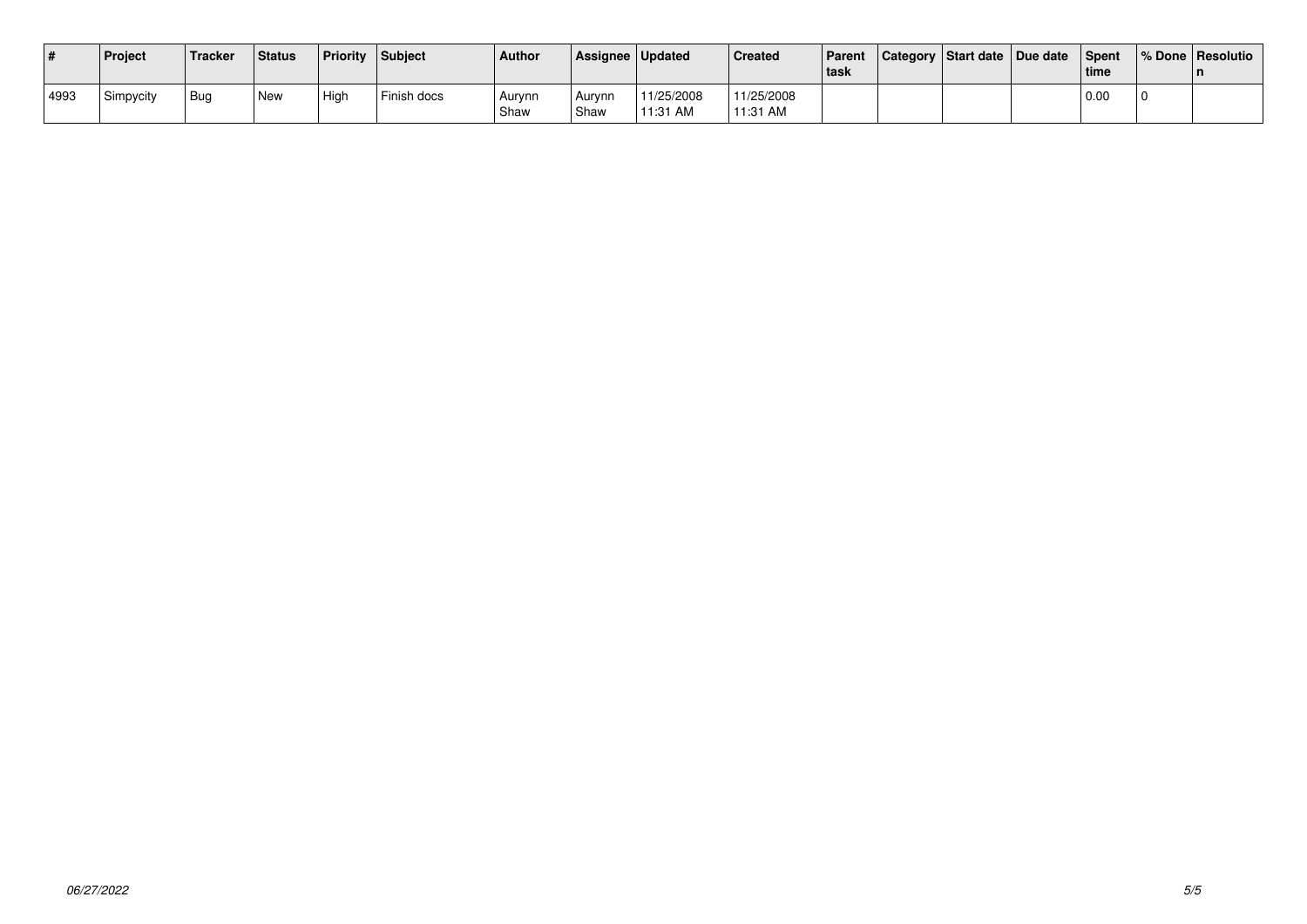| # | Project | Tracker | Status | Priority | Subject | Author | Assignee | Updated | Created | Parent task | Category | Start date | Due date | Spent time | % Done | Resolution |
|---|---|---|---|---|---|---|---|---|---|---|---|---|---|---|---|---|
| 4993 | Simpycity | Bug | New | High | Finish docs | Aurynn Shaw | Aurynn Shaw | 11/25/2008 11:31 AM | 11/25/2008 11:31 AM | | | | | 0.00 | 0 | |

*06/27/2022*